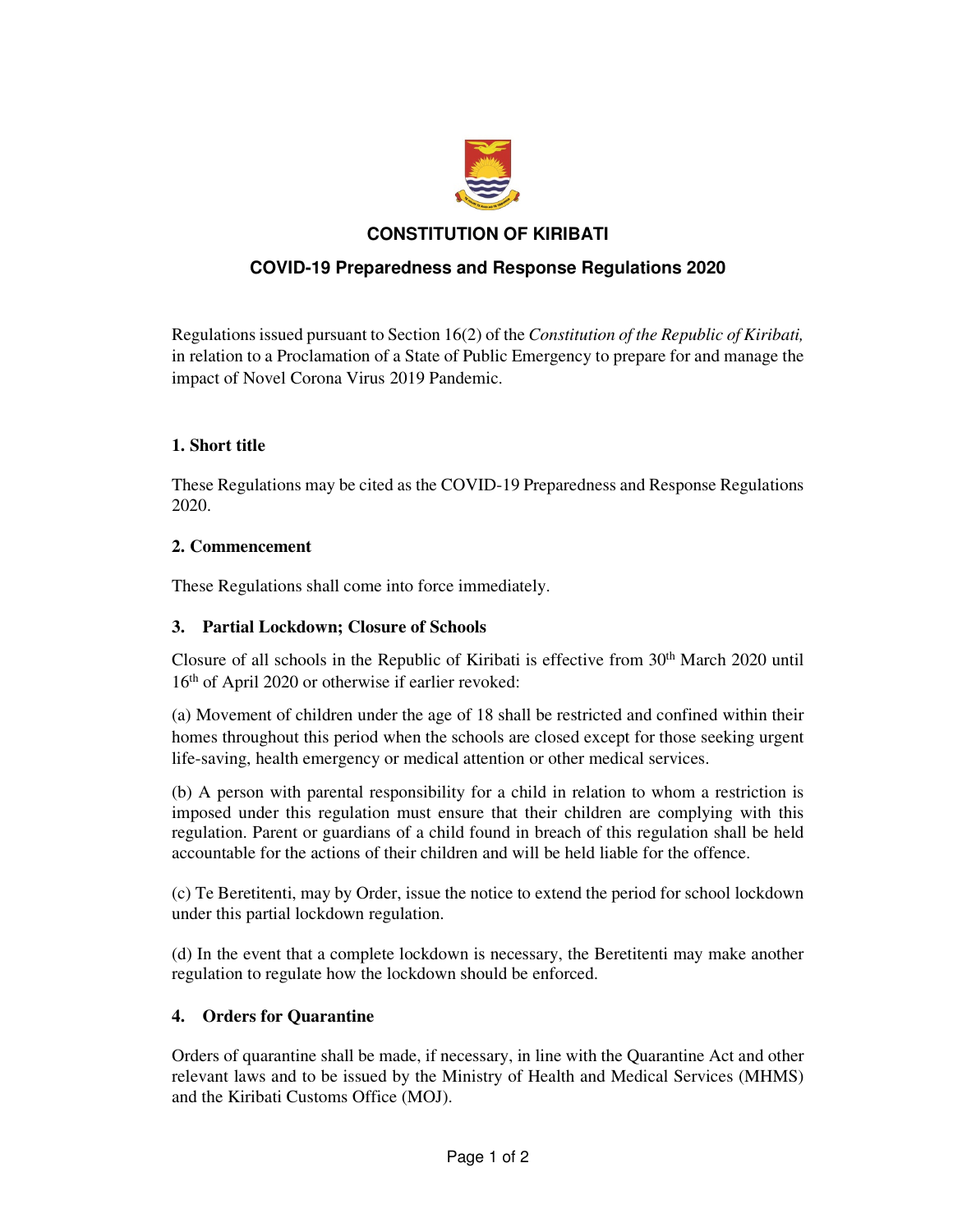# CONSTITUTION OF KIRIBATI

## COVID-19 Preparedness and Response Regulations 2020

Regulations issued pursuant to Section 16(2) of the *Constitution of the Republic of Kiribati,* in relation to a Proclamation of a State of Public Emergency to prepare for and manage the impact of Novel Corona Virus 2019 Pandemic.

### 1. Short title

These Regulations may be cited as the COVID-19 Preparedness and Response Regulations 2020.

### 2. Commencement

These Regulations shall come into force immediately.

### 3. Partial Lockdown; Closure of Schools

Closure of all schools in the Republic of Kiribati is effective from 30th March 2020 until 16th of April 2020 or otherwise if earlier revoked:

(a) Movement of children under the age of 18 shall be restricted and confined within their homes throughout this period when the schools are closed except for those seeking urgent life-saving, health emergency or medical attention or other medical services.

(b) A person with parental responsibility for a child in relation to whom a restriction is imposed under this regulation must ensure that their children are complying with this regulation. Parent or guardians of a child found in breach of this regulation shall be held accountable for the actions of their children and will be held liable for the offence.

(c) Te Beretitenti, may by Order, issue the notice to extend the period for school lockdown under this partial lockdown regulation.

(d) In the event that a complete lockdown is necessary, the Beretitenti may make another regulation to regulate how the lockdown should be enforced.

### 4. Orders for Quarantine

Orders of quarantine shall be made, if necessary, in line with the Quarantine Act and other relevant laws and to be issued by the Ministry of Health and Medical Services (MHMS) and the Kiribati Customs Office (MOJ).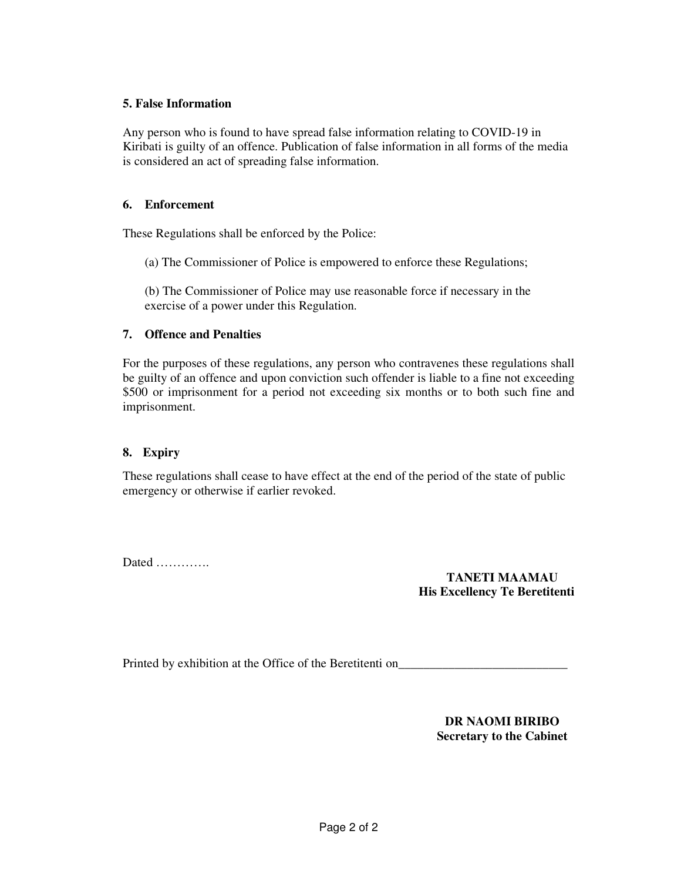**5. False Information**

Any person who is found to have spread false information relating to COVID-19 in Kiribati is guilty of an offence. Publication of false information in all forms of the media is considered an act of spreading false information.

**6. Enforcement**

These Regulations shall be enforced by the Police:

(a) The Commissioner of Police is empowered to enforce these Regulations;

(b) The Commissioner of Police may use reasonable force if necessary in the exercise of a power under this Regulation.

**7. Offence and Penalties**

For the purposes of these regulations, any person who contravenes these regulations shall be guilty of an offence and upon conviction such offender is liable to a fine not exceeding $500 or imprisonment for a period not exceeding six months or to both such fine and imprisonment.

**8. Expiry**

These regulations shall cease to have effect at the end of the period of the state of public emergency or otherwise if earlier revoked.

Dated ………….

**TANETI MAAMAU**
**His Excellency Te Beretitenti**

Printed by exhibition at the Office of the Beretitenti on___________________________

**DR NAOMI BIRIBO**
**Secretary to the Cabinet**